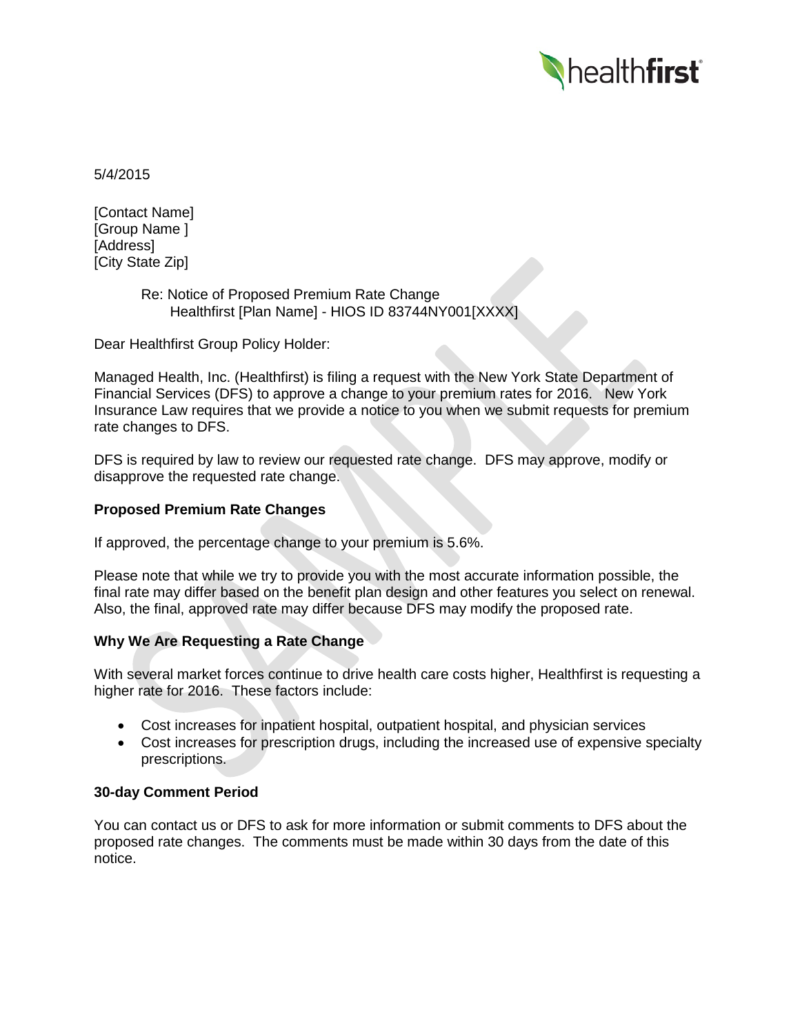5/4/2015

[Contact Name]
[Group Name ]
[Address]
[City State Zip]

Re: Notice of Proposed Premium Rate Change
Healthfirst [Plan Name] - HIOS ID 83744NY001[XXXX]

Dear Healthfirst Group Policy Holder:

Managed Health, Inc. (Healthfirst) is filing a request with the New York State Department of Financial Services (DFS) to approve a change to your premium rates for 2016. New York Insurance Law requires that we provide a notice to you when we submit requests for premium rate changes to DFS.

DFS is required by law to review our requested rate change. DFS may approve, modify or disapprove the requested rate change.

**Proposed Premium Rate Changes**

If approved, the percentage change to your premium is 5.6%.

Please note that while we try to provide you with the most accurate information possible, the final rate may differ based on the benefit plan design and other features you select on renewal. Also, the final, approved rate may differ because DFS may modify the proposed rate.

**Why We Are Requesting a Rate Change**

With several market forces continue to drive health care costs higher, Healthfirst is requesting a higher rate for 2016. These factors include:

- Cost increases for inpatient hospital, outpatient hospital, and physician services
- Cost increases for prescription drugs, including the increased use of expensive specialty prescriptions.

**30-day Comment Period**

You can contact us or DFS to ask for more information or submit comments to DFS about the proposed rate changes. The comments must be made within 30 days from the date of this notice.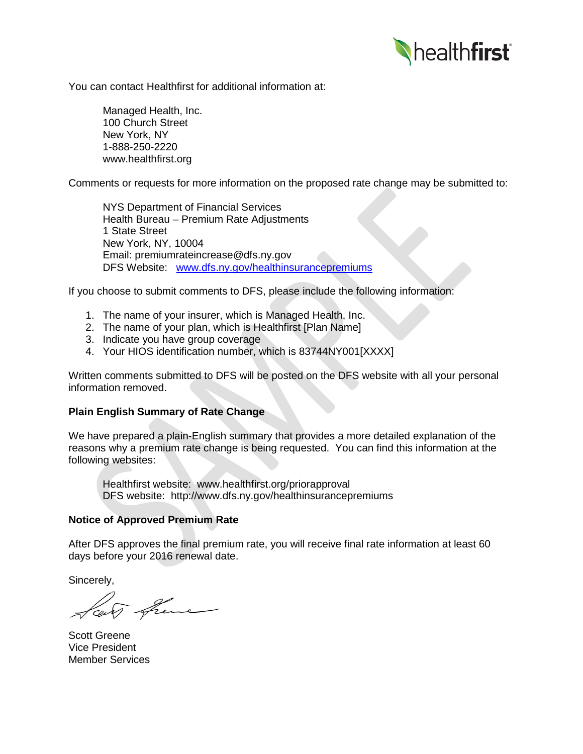You can contact Healthfirst for additional information at:

Managed Health, Inc.  
100 Church Street  
New York, NY  
1-888-250-2220  
www.healthfirst.org

Comments or requests for more information on the proposed rate change may be submitted to:

NYS Department of Financial Services  
Health Bureau – Premium Rate Adjustments  
1 State Street  
New York, NY, 10004  
Email: premiumrateincrease@dfs.ny.gov  
DFS Website: www.dfs.ny.gov/healthinsurancepremiums

If you choose to submit comments to DFS, please include the following information:

1. The name of your insurer, which is Managed Health, Inc.
2. The name of your plan, which is Healthfirst [Plan Name]
3. Indicate you have group coverage
4. Your HIOS identification number, which is 83744NY001[XXXX]

Written comments submitted to DFS will be posted on the DFS website with all your personal information removed.

**Plain English Summary of Rate Change**

We have prepared a plain-English summary that provides a more detailed explanation of the reasons why a premium rate change is being requested. You can find this information at the following websites:

Healthfirst website: www.healthfirst.org/priorapproval  
DFS website: http://www.dfs.ny.gov/healthinsurancepremiums

**Notice of Approved Premium Rate**

After DFS approves the final premium rate, you will receive final rate information at least 60 days before your 2016 renewal date.

Sincerely,

Scott Greene  
Vice President  
Member Services